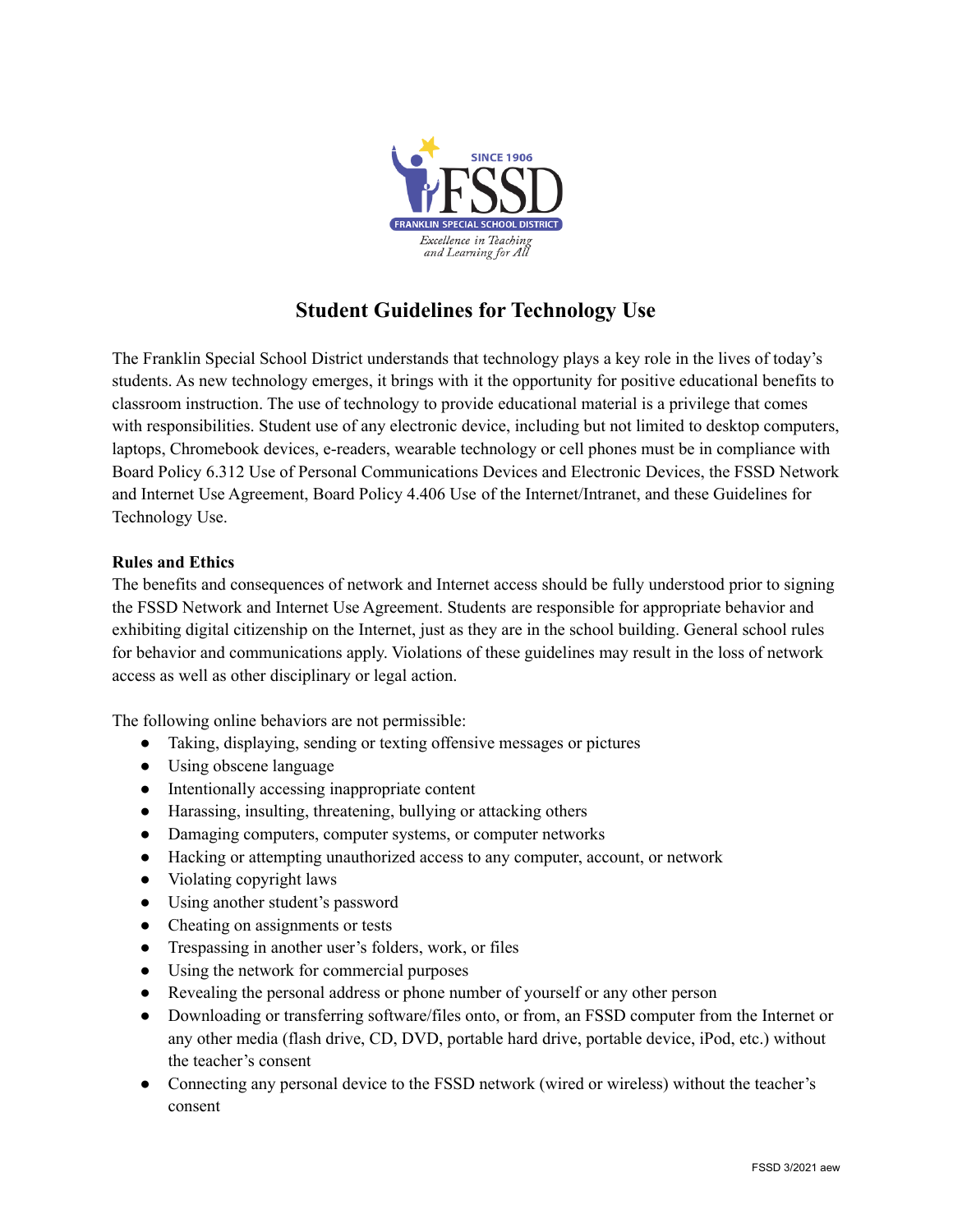# Student Guidelines for Technology Use

The Franklin Special School District understands that technology plays a key role in the lives of today's students. As new technology emerges, it brings with it the opportunity for positive educational benefits to classroom instruction. The use of technology to provide educational material is a privilege that comes with responsibilities. Student use of any electronic device, including but not limited to desktop computers, laptops, Chromebook devices, e-readers, wearable technology or cell phones must be in compliance with Board Policy 6.312 Use of Personal Communications Devices and Electronic Devices, the FSSD Network and Internet Use Agreement, Board Policy 4.406 Use of the Internet/Intranet, and these Guidelines for Technology Use.

**Rules and Ethics**

The benefits and consequences of network and Internet access should be fully understood prior to signing the FSSD Network and Internet Use Agreement. Students are responsible for appropriate behavior and exhibiting digital citizenship on the Internet, just as they are in the school building. General school rules for behavior and communications apply. Violations of these guidelines may result in the loss of network access as well as other disciplinary or legal action.

The following online behaviors are not permissible:

- Taking, displaying, sending or texting offensive messages or pictures
- Using obscene language
- Intentionally accessing inappropriate content
- Harassing, insulting, threatening, bullying or attacking others
- Damaging computers, computer systems, or computer networks
- Hacking or attempting unauthorized access to any computer, account, or network
- Violating copyright laws
- Using another student's password
- Cheating on assignments or tests
- Trespassing in another user's folders, work, or files
- Using the network for commercial purposes
- Revealing the personal address or phone number of yourself or any other person
- Downloading or transferring software/files onto, or from, an FSSD computer from the Internet or any other media (flash drive, CD, DVD, portable hard drive, portable device, iPod, etc.) without the teacher's consent
- Connecting any personal device to the FSSD network (wired or wireless) without the teacher's consent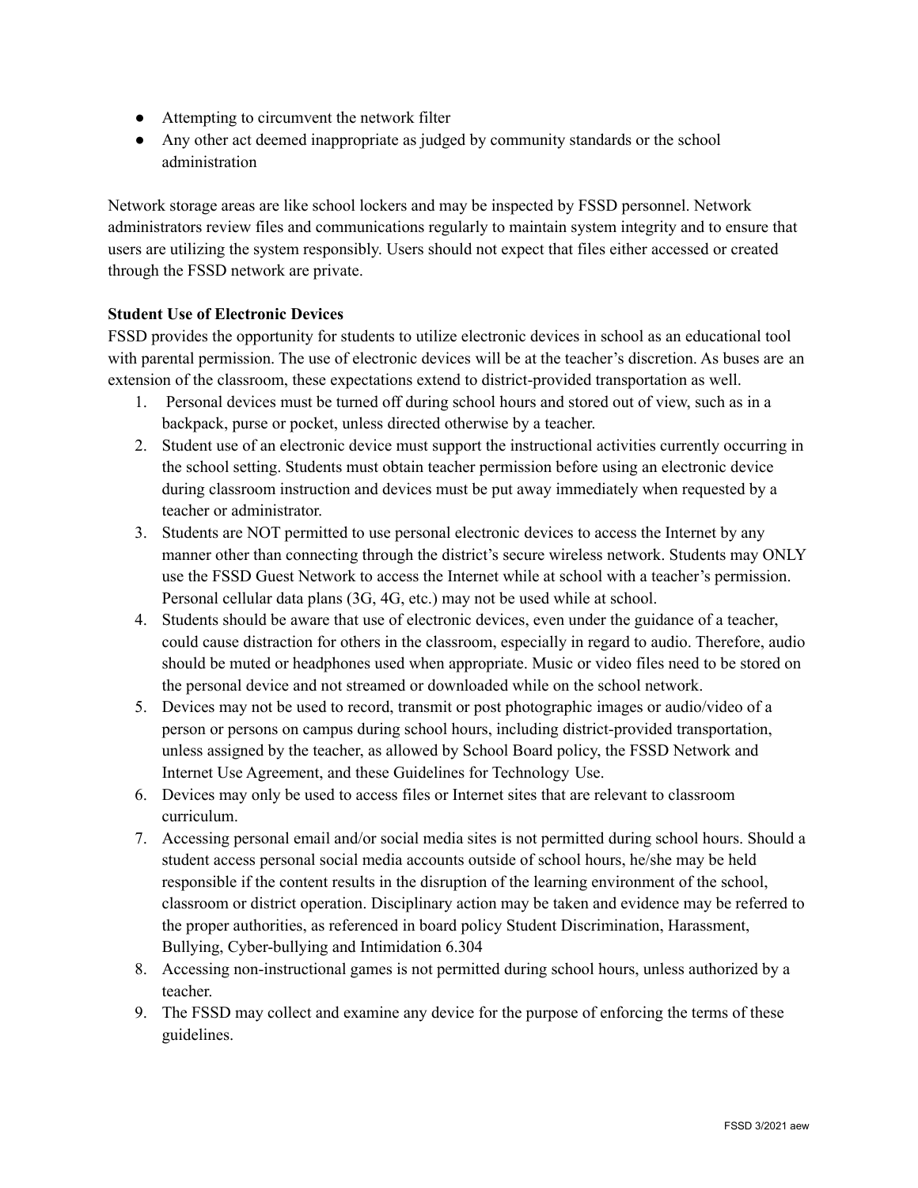- Attempting to circumvent the network filter
- Any other act deemed inappropriate as judged by community standards or the school administration

Network storage areas are like school lockers and may be inspected by FSSD personnel. Network administrators review files and communications regularly to maintain system integrity and to ensure that users are utilizing the system responsibly. Users should not expect that files either accessed or created through the FSSD network are private.

**Student Use of Electronic Devices**

FSSD provides the opportunity for students to utilize electronic devices in school as an educational tool with parental permission. The use of electronic devices will be at the teacher's discretion. As buses are an extension of the classroom, these expectations extend to district-provided transportation as well.

1. Personal devices must be turned off during school hours and stored out of view, such as in a backpack, purse or pocket, unless directed otherwise by a teacher.
2. Student use of an electronic device must support the instructional activities currently occurring in the school setting. Students must obtain teacher permission before using an electronic device during classroom instruction and devices must be put away immediately when requested by a teacher or administrator.
3. Students are NOT permitted to use personal electronic devices to access the Internet by any manner other than connecting through the district's secure wireless network. Students may ONLY use the FSSD Guest Network to access the Internet while at school with a teacher's permission. Personal cellular data plans (3G, 4G, etc.) may not be used while at school.
4. Students should be aware that use of electronic devices, even under the guidance of a teacher, could cause distraction for others in the classroom, especially in regard to audio. Therefore, audio should be muted or headphones used when appropriate. Music or video files need to be stored on the personal device and not streamed or downloaded while on the school network.
5. Devices may not be used to record, transmit or post photographic images or audio/video of a person or persons on campus during school hours, including district-provided transportation, unless assigned by the teacher, as allowed by School Board policy, the FSSD Network and Internet Use Agreement, and these Guidelines for Technology Use.
6. Devices may only be used to access files or Internet sites that are relevant to classroom curriculum.
7. Accessing personal email and/or social media sites is not permitted during school hours. Should a student access personal social media accounts outside of school hours, he/she may be held responsible if the content results in the disruption of the learning environment of the school, classroom or district operation. Disciplinary action may be taken and evidence may be referred to the proper authorities, as referenced in board policy Student Discrimination, Harassment, Bullying, Cyber-bullying and Intimidation 6.304
8. Accessing non-instructional games is not permitted during school hours, unless authorized by a teacher.
9. The FSSD may collect and examine any device for the purpose of enforcing the terms of these guidelines.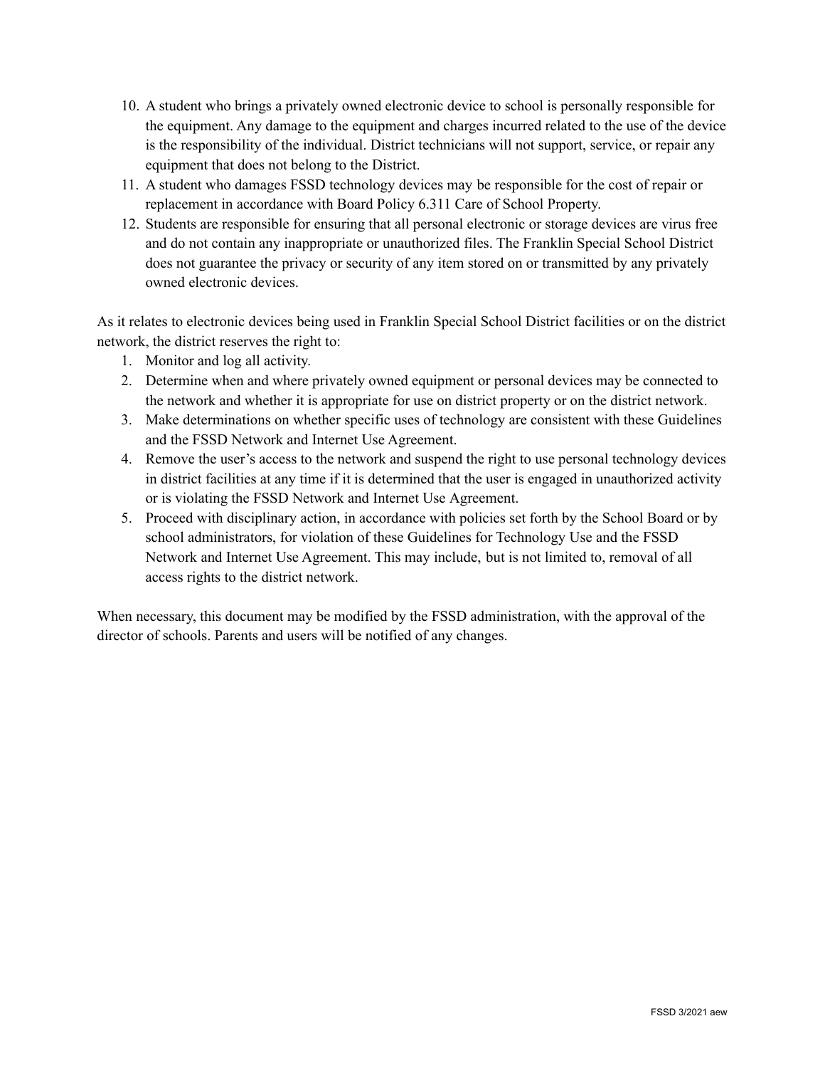10. A student who brings a privately owned electronic device to school is personally responsible for the equipment. Any damage to the equipment and charges incurred related to the use of the device is the responsibility of the individual. District technicians will not support, service, or repair any equipment that does not belong to the District.
11. A student who damages FSSD technology devices may be responsible for the cost of repair or replacement in accordance with Board Policy 6.311 Care of School Property.
12. Students are responsible for ensuring that all personal electronic or storage devices are virus free and do not contain any inappropriate or unauthorized files. The Franklin Special School District does not guarantee the privacy or security of any item stored on or transmitted by any privately owned electronic devices.

As it relates to electronic devices being used in Franklin Special School District facilities or on the district network, the district reserves the right to:

1. Monitor and log all activity.
2. Determine when and where privately owned equipment or personal devices may be connected to the network and whether it is appropriate for use on district property or on the district network.
3. Make determinations on whether specific uses of technology are consistent with these Guidelines and the FSSD Network and Internet Use Agreement.
4. Remove the user's access to the network and suspend the right to use personal technology devices in district facilities at any time if it is determined that the user is engaged in unauthorized activity or is violating the FSSD Network and Internet Use Agreement.
5. Proceed with disciplinary action, in accordance with policies set forth by the School Board or by school administrators, for violation of these Guidelines for Technology Use and the FSSD Network and Internet Use Agreement. This may include, but is not limited to, removal of all access rights to the district network.

When necessary, this document may be modified by the FSSD administration, with the approval of the director of schools. Parents and users will be notified of any changes.

FSSD 3/2021 aew